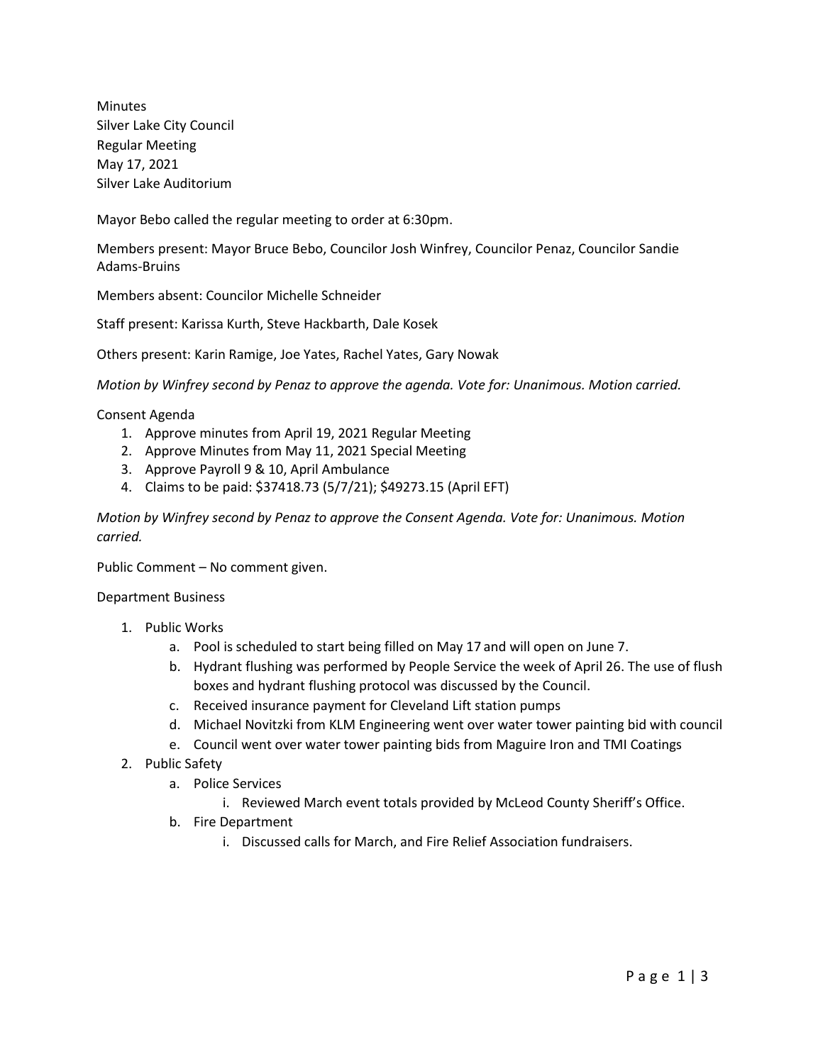Minutes
Silver Lake City Council
Regular Meeting
May 17, 2021
Silver Lake Auditorium

Mayor Bebo called the regular meeting to order at 6:30pm.

Members present: Mayor Bruce Bebo, Councilor Josh Winfrey, Councilor Penaz, Councilor Sandie Adams-Bruins

Members absent: Councilor Michelle Schneider

Staff present: Karissa Kurth, Steve Hackbarth, Dale Kosek

Others present: Karin Ramige, Joe Yates, Rachel Yates, Gary Nowak

*Motion by Winfrey second by Penaz to approve the agenda. Vote for: Unanimous. Motion carried.*

Consent Agenda

1. Approve minutes from April 19, 2021 Regular Meeting
2. Approve Minutes from May 11, 2021 Special Meeting
3. Approve Payroll 9 & 10, April Ambulance
4. Claims to be paid: $37418.73 (5/7/21); $49273.15 (April EFT)

*Motion by Winfrey second by Penaz to approve the Consent Agenda. Vote for: Unanimous. Motion carried.*

Public Comment – No comment given.

Department Business

1. Public Works
   a. Pool is scheduled to start being filled on May 17 and will open on June 7.
   b. Hydrant flushing was performed by People Service the week of April 26. The use of flush boxes and hydrant flushing protocol was discussed by the Council.
   c. Received insurance payment for Cleveland Lift station pumps
   d. Michael Novitzki from KLM Engineering went over water tower painting bid with council
   e. Council went over water tower painting bids from Maguire Iron and TMI Coatings
2. Public Safety
   a. Police Services
      i. Reviewed March event totals provided by McLeod County Sheriff's Office.
   b. Fire Department
      i. Discussed calls for March, and Fire Relief Association fundraisers.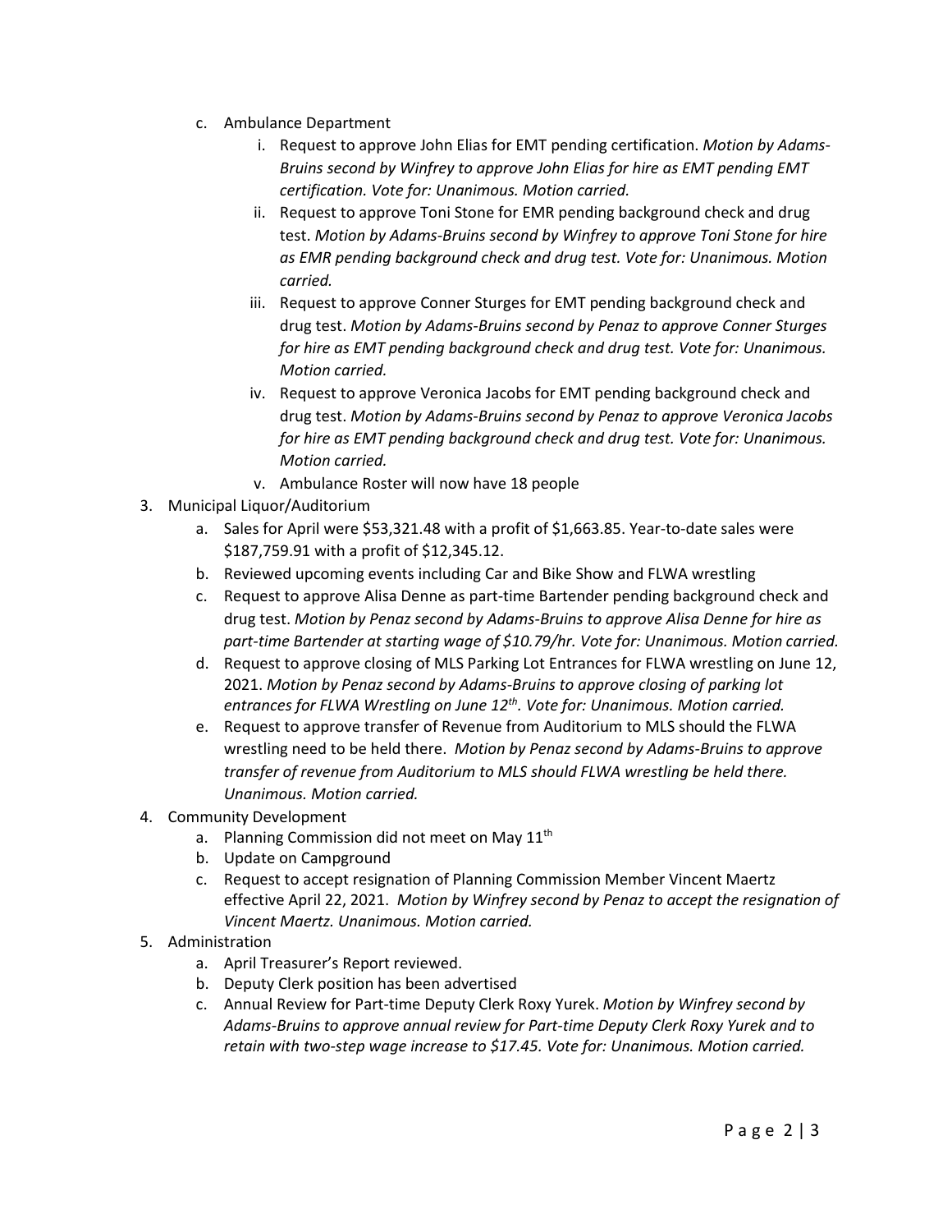c. Ambulance Department
    i. Request to approve John Elias for EMT pending certification. *Motion by Adams-Bruins second by Winfrey to approve John Elias for hire as EMT pending EMT certification. Vote for: Unanimous. Motion carried.*
    ii. Request to approve Toni Stone for EMR pending background check and drug test. *Motion by Adams-Bruins second by Winfrey to approve Toni Stone for hire as EMR pending background check and drug test. Vote for: Unanimous. Motion carried.*
    iii. Request to approve Conner Sturges for EMT pending background check and drug test. *Motion by Adams-Bruins second by Penaz to approve Conner Sturges for hire as EMT pending background check and drug test. Vote for: Unanimous. Motion carried.*
    iv. Request to approve Veronica Jacobs for EMT pending background check and drug test. *Motion by Adams-Bruins second by Penaz to approve Veronica Jacobs for hire as EMT pending background check and drug test. Vote for: Unanimous. Motion carried.*
    v. Ambulance Roster will now have 18 people

3. Municipal Liquor/Auditorium
    a. Sales for April were $53,321.48 with a profit of $1,663.85. Year-to-date sales were $187,759.91 with a profit of $12,345.12.
    b. Reviewed upcoming events including Car and Bike Show and FLWA wrestling
    c. Request to approve Alisa Denne as part-time Bartender pending background check and drug test. *Motion by Penaz second by Adams-Bruins to approve Alisa Denne for hire as part-time Bartender at starting wage of $10.79/hr. Vote for: Unanimous. Motion carried.*
    d. Request to approve closing of MLS Parking Lot Entrances for FLWA wrestling on June 12, 2021. *Motion by Penaz second by Adams-Bruins to approve closing of parking lot entrances for FLWA Wrestling on June 12th. Vote for: Unanimous. Motion carried.*
    e. Request to approve transfer of Revenue from Auditorium to MLS should the FLWA wrestling need to be held there. *Motion by Penaz second by Adams-Bruins to approve transfer of revenue from Auditorium to MLS should FLWA wrestling be held there. Unanimous. Motion carried.*

4. Community Development
    a. Planning Commission did not meet on May 11th
    b. Update on Campground
    c. Request to accept resignation of Planning Commission Member Vincent Maertz effective April 22, 2021. *Motion by Winfrey second by Penaz to accept the resignation of Vincent Maertz. Unanimous. Motion carried.*

5. Administration
    a. April Treasurer's Report reviewed.
    b. Deputy Clerk position has been advertised
    c. Annual Review for Part-time Deputy Clerk Roxy Yurek. *Motion by Winfrey second by Adams-Bruins to approve annual review for Part-time Deputy Clerk Roxy Yurek and to retain with two-step wage increase to $17.45. Vote for: Unanimous. Motion carried.*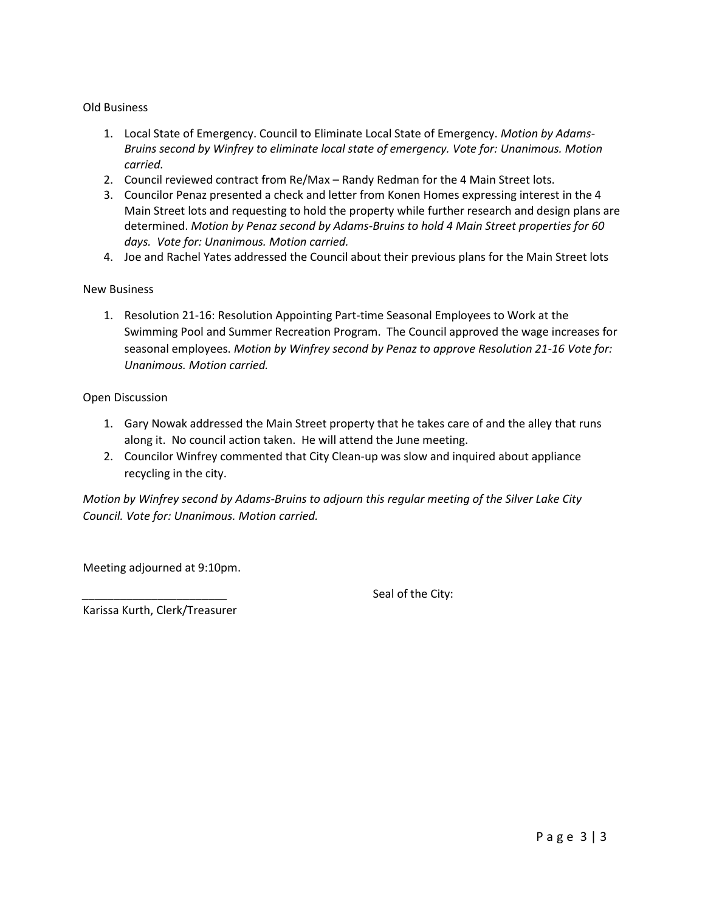Old Business

1. Local State of Emergency. Council to Eliminate Local State of Emergency. *Motion by Adams-Bruins second by Winfrey to eliminate local state of emergency. Vote for: Unanimous. Motion carried.*
2. Council reviewed contract from Re/Max – Randy Redman for the 4 Main Street lots.
3. Councilor Penaz presented a check and letter from Konen Homes expressing interest in the 4 Main Street lots and requesting to hold the property while further research and design plans are determined. *Motion by Penaz second by Adams-Bruins to hold 4 Main Street properties for 60 days. Vote for: Unanimous. Motion carried.*
4. Joe and Rachel Yates addressed the Council about their previous plans for the Main Street lots

New Business

1. Resolution 21-16: Resolution Appointing Part-time Seasonal Employees to Work at the Swimming Pool and Summer Recreation Program. The Council approved the wage increases for seasonal employees. *Motion by Winfrey second by Penaz to approve Resolution 21-16 Vote for: Unanimous. Motion carried.*

Open Discussion

1. Gary Nowak addressed the Main Street property that he takes care of and the alley that runs along it. No council action taken. He will attend the June meeting.
2. Councilor Winfrey commented that City Clean-up was slow and inquired about appliance recycling in the city.

*Motion by Winfrey second by Adams-Bruins to adjourn this regular meeting of the Silver Lake City Council. Vote for: Unanimous. Motion carried.*

Meeting adjourned at 9:10pm.

_______________________ Seal of the City:

Karissa Kurth, Clerk/Treasurer